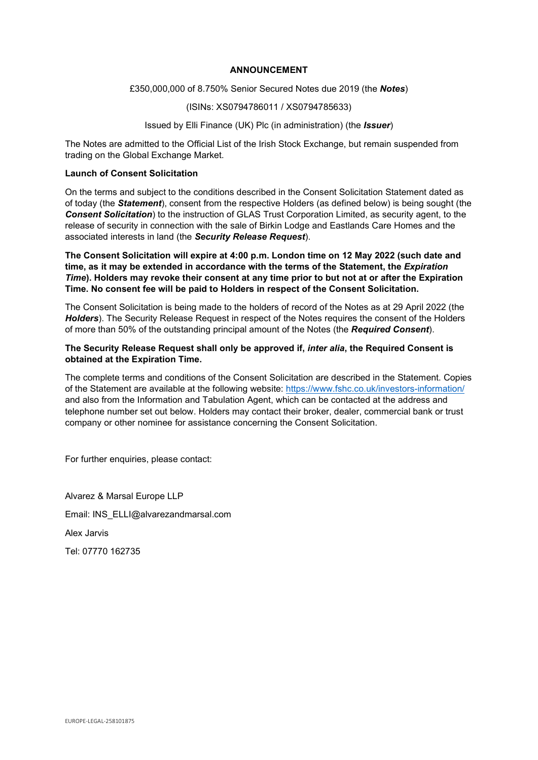# ANNOUNCEMENT

£350,000,000 of 8.750% Senior Secured Notes due 2019 (the ***Notes***)

(ISINs: XS0794786011 / XS0794785633)

Issued by Elli Finance (UK) Plc (in administration) (the ***Issuer***)

The Notes are admitted to the Official List of the Irish Stock Exchange, but remain suspended from trading on the Global Exchange Market.

**Launch of Consent Solicitation**

On the terms and subject to the conditions described in the Consent Solicitation Statement dated as of today (the ***Statement***), consent from the respective Holders (as defined below) is being sought (the ***Consent Solicitation***) to the instruction of GLAS Trust Corporation Limited, as security agent, to the release of security in connection with the sale of Birkin Lodge and Eastlands Care Homes and the associated interests in land (the ***Security Release Request***).

**The Consent Solicitation will expire at 4:00 p.m. London time on 12 May 2022 (such date and time, as it may be extended in accordance with the terms of the Statement, the *Expiration Time*). Holders may revoke their consent at any time prior to but not at or after the Expiration Time. No consent fee will be paid to Holders in respect of the Consent Solicitation.**

The Consent Solicitation is being made to the holders of record of the Notes as at 29 April 2022 (the ***Holders***). The Security Release Request in respect of the Notes requires the consent of the Holders of more than 50% of the outstanding principal amount of the Notes (the ***Required Consent***).

**The Security Release Request shall only be approved if, *inter alia*, the Required Consent is obtained at the Expiration Time.**

The complete terms and conditions of the Consent Solicitation are described in the Statement. Copies of the Statement are available at the following website: https://www.fshc.co.uk/investors-information/ and also from the Information and Tabulation Agent, which can be contacted at the address and telephone number set out below. Holders may contact their broker, dealer, commercial bank or trust company or other nominee for assistance concerning the Consent Solicitation.

For further enquiries, please contact:

Alvarez & Marsal Europe LLP

Email: INS_ELLI@alvarezandmarsal.com

Alex Jarvis

Tel: 07770 162735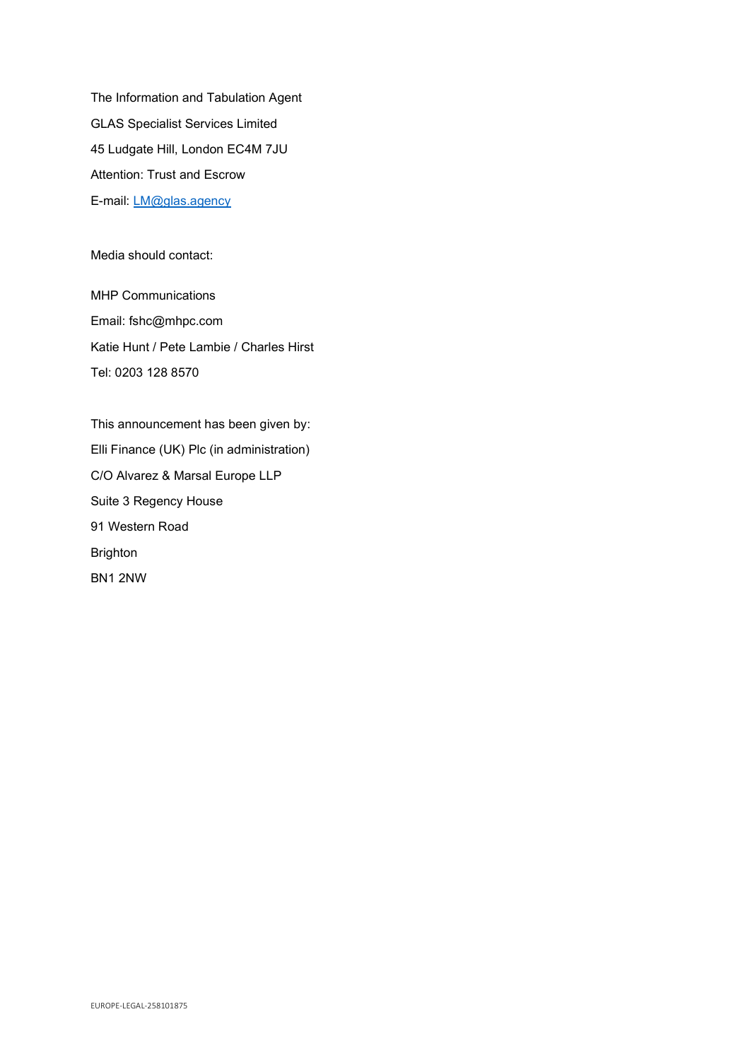The Information and Tabulation Agent

GLAS Specialist Services Limited

45 Ludgate Hill, London EC4M 7JU

Attention: Trust and Escrow

E-mail: LM@glas.agency

Media should contact:

MHP Communications

Email: fshc@mhpc.com

Katie Hunt / Pete Lambie / Charles Hirst

Tel: 0203 128 8570

This announcement has been given by:

Elli Finance (UK) Plc (in administration)

C/O Alvarez & Marsal Europe LLP

Suite 3 Regency House

91 Western Road

Brighton

BN1 2NW

EUROPE-LEGAL-258101875